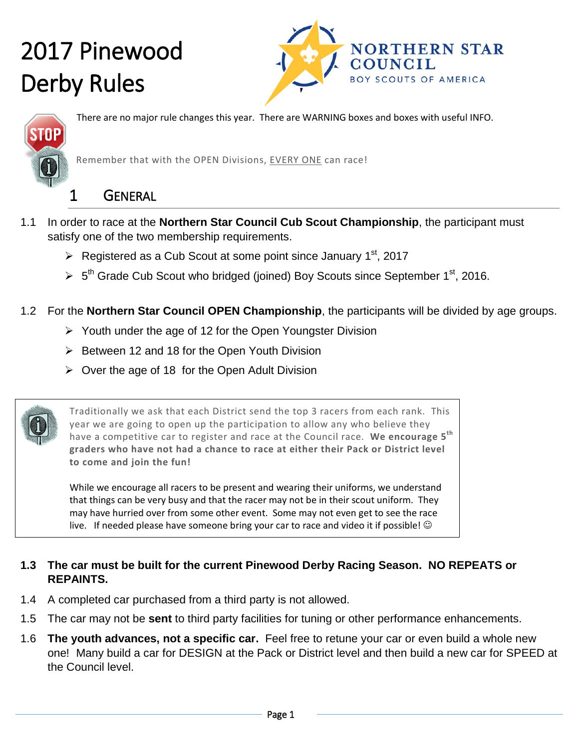# 2017 Pinewood Derby Rules

NORTHERN STAR COUNCIL
BOY SCOUTS OF AMERICA

There are no major rule changes this year. There are WARNING boxes and boxes with useful INFO.

Remember that with the OPEN Divisions, EVERY ONE can race!

## 1 GENERAL

1.1 In order to race at the **Northern Star Council Cub Scout Championship**, the participant must satisfy one of the two membership requirements.

- Registered as a Cub Scout at some point since January 1st, 2017
- 5th Grade Cub Scout who bridged (joined) Boy Scouts since September 1st, 2016.

1.2 For the **Northern Star Council OPEN Championship**, the participants will be divided by age groups.

- Youth under the age of 12 for the Open Youngster Division
- Between 12 and 18 for the Open Youth Division
- Over the age of 18 for the Open Adult Division

> Traditionally we ask that each District send the top 3 racers from each rank. This year we are going to open up the participation to allow any who believe they have a competitive car to register and race at the Council race. **We encourage 5th graders who have not had a chance to race at either their Pack or District level to come and join the fun!**
>
> While we encourage all racers to be present and wearing their uniforms, we understand that things can be very busy and that the racer may not be in their scout uniform. They may have hurried over from some other event. Some may not even get to see the race live. If needed please have someone bring your car to race and video it if possible! ☺

**1.3 The car must be built for the current Pinewood Derby Racing Season. NO REPEATS or REPAINTS.**

1.4 A completed car purchased from a third party is not allowed.

1.5 The car may not be **sent** to third party facilities for tuning or other performance enhancements.

1.6 **The youth advances, not a specific car.** Feel free to retune your car or even build a whole new one! Many build a car for DESIGN at the Pack or District level and then build a new car for SPEED at the Council level.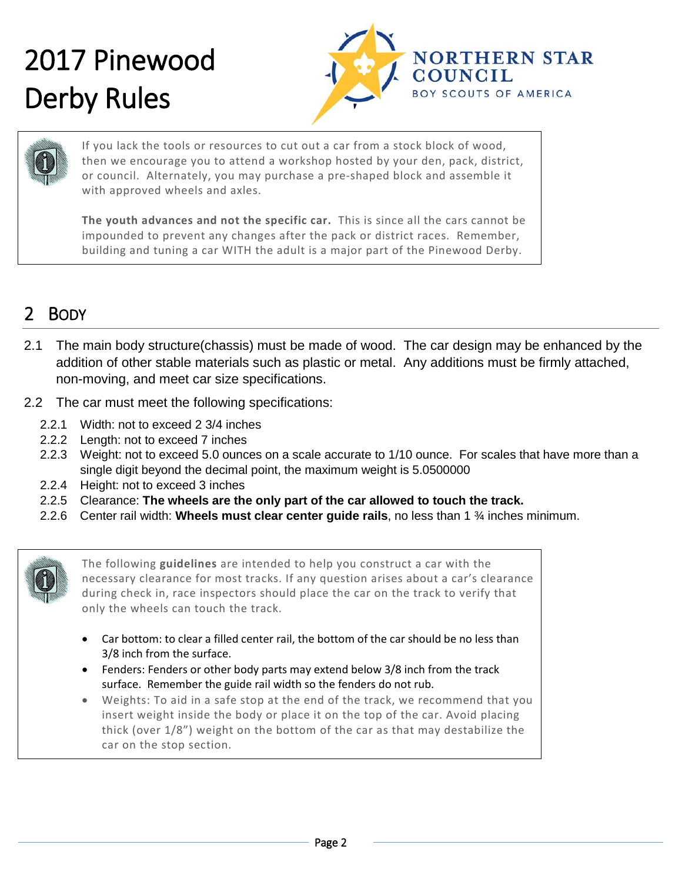# 2017 Pinewood Derby Rules

NORTHERN STAR COUNCIL
BOY SCOUTS OF AMERICA

> If you lack the tools or resources to cut out a car from a stock block of wood, then we encourage you to attend a workshop hosted by your den, pack, district, or council. Alternately, you may purchase a pre-shaped block and assemble it with approved wheels and axles.
>
> **The youth advances and not the specific car.** This is since all the cars cannot be impounded to prevent any changes after the pack or district races. Remember, building and tuning a car WITH the adult is a major part of the Pinewood Derby.

## 2 Body

2.1 The main body structure(chassis) must be made of wood. The car design may be enhanced by the addition of other stable materials such as plastic or metal. Any additions must be firmly attached, non-moving, and meet car size specifications.

2.2 The car must meet the following specifications:

- 2.2.1 Width: not to exceed 2 3/4 inches
- 2.2.2 Length: not to exceed 7 inches
- 2.2.3 Weight: not to exceed 5.0 ounces on a scale accurate to 1/10 ounce. For scales that have more than a single digit beyond the decimal point, the maximum weight is 5.0500000
- 2.2.4 Height: not to exceed 3 inches
- 2.2.5 Clearance: **The wheels are the only part of the car allowed to touch the track.**
- 2.2.6 Center rail width: **Wheels must clear center guide rails**, no less than 1 ¾ inches minimum.

> The following **guidelines** are intended to help you construct a car with the necessary clearance for most tracks. If any question arises about a car's clearance during check in, race inspectors should place the car on the track to verify that only the wheels can touch the track.
>
> - Car bottom: to clear a filled center rail, the bottom of the car should be no less than 3/8 inch from the surface.
> - Fenders: Fenders or other body parts may extend below 3/8 inch from the track surface. Remember the guide rail width so the fenders do not rub.
> - Weights: To aid in a safe stop at the end of the track, we recommend that you insert weight inside the body or place it on the top of the car. Avoid placing thick (over 1/8") weight on the bottom of the car as that may destabilize the car on the stop section.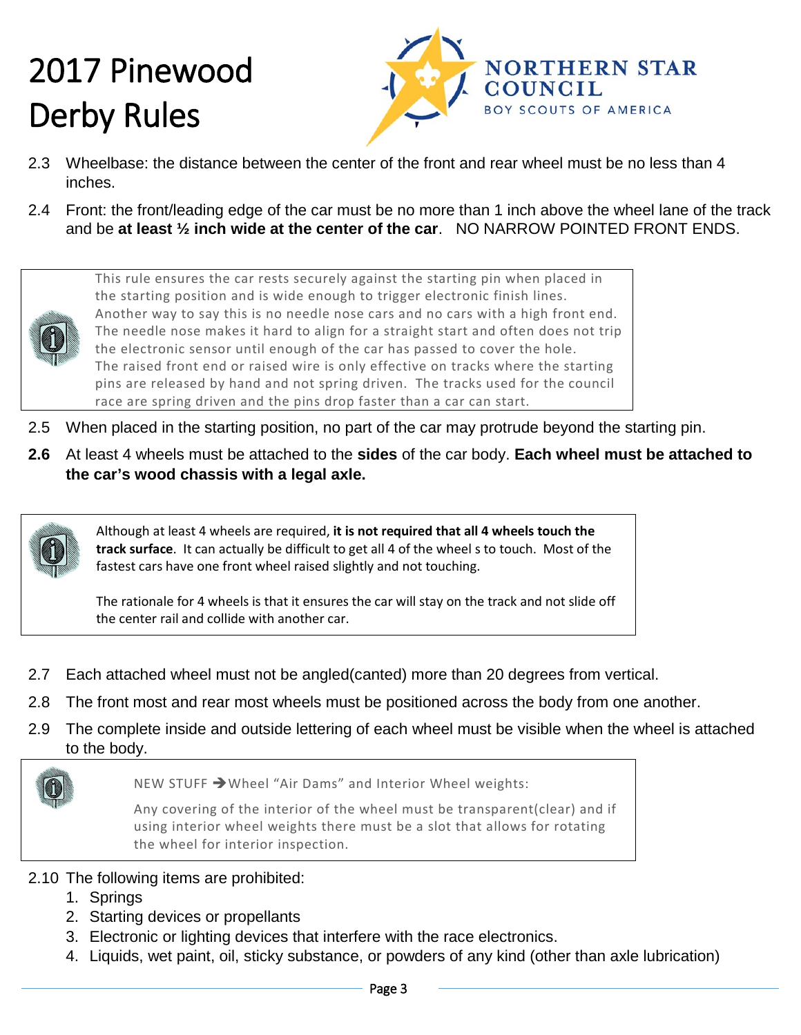# 2017 Pinewood Derby Rules

2.3 Wheelbase: the distance between the center of the front and rear wheel must be no less than 4 inches.

2.4 Front: the front/leading edge of the car must be no more than 1 inch above the wheel lane of the track and be **at least ½ inch wide at the center of the car**. NO NARROW POINTED FRONT ENDS.

> This rule ensures the car rests securely against the starting pin when placed in the starting position and is wide enough to trigger electronic finish lines. Another way to say this is no needle nose cars and no cars with a high front end. The needle nose makes it hard to align for a straight start and often does not trip the electronic sensor until enough of the car has passed to cover the hole. The raised front end or raised wire is only effective on tracks where the starting pins are released by hand and not spring driven. The tracks used for the council race are spring driven and the pins drop faster than a car can start.

2.5 When placed in the starting position, no part of the car may protrude beyond the starting pin.

**2.6** At least 4 wheels must be attached to the **sides** of the car body. **Each wheel must be attached to the car's wood chassis with a legal axle.**

> Although at least 4 wheels are required, **it is not required that all 4 wheels touch the track surface**. It can actually be difficult to get all 4 of the wheel s to touch. Most of the fastest cars have one front wheel raised slightly and not touching.
>
> The rationale for 4 wheels is that it ensures the car will stay on the track and not slide off the center rail and collide with another car.

2.7 Each attached wheel must not be angled(canted) more than 20 degrees from vertical.

2.8 The front most and rear most wheels must be positioned across the body from one another.

2.9 The complete inside and outside lettering of each wheel must be visible when the wheel is attached to the body.

> NEW STUFF ➔Wheel "Air Dams" and Interior Wheel weights:
>
> Any covering of the interior of the wheel must be transparent(clear) and if using interior wheel weights there must be a slot that allows for rotating the wheel for interior inspection.

2.10 The following items are prohibited:

1. Springs
2. Starting devices or propellants
3. Electronic or lighting devices that interfere with the race electronics.
4. Liquids, wet paint, oil, sticky substance, or powders of any kind (other than axle lubrication)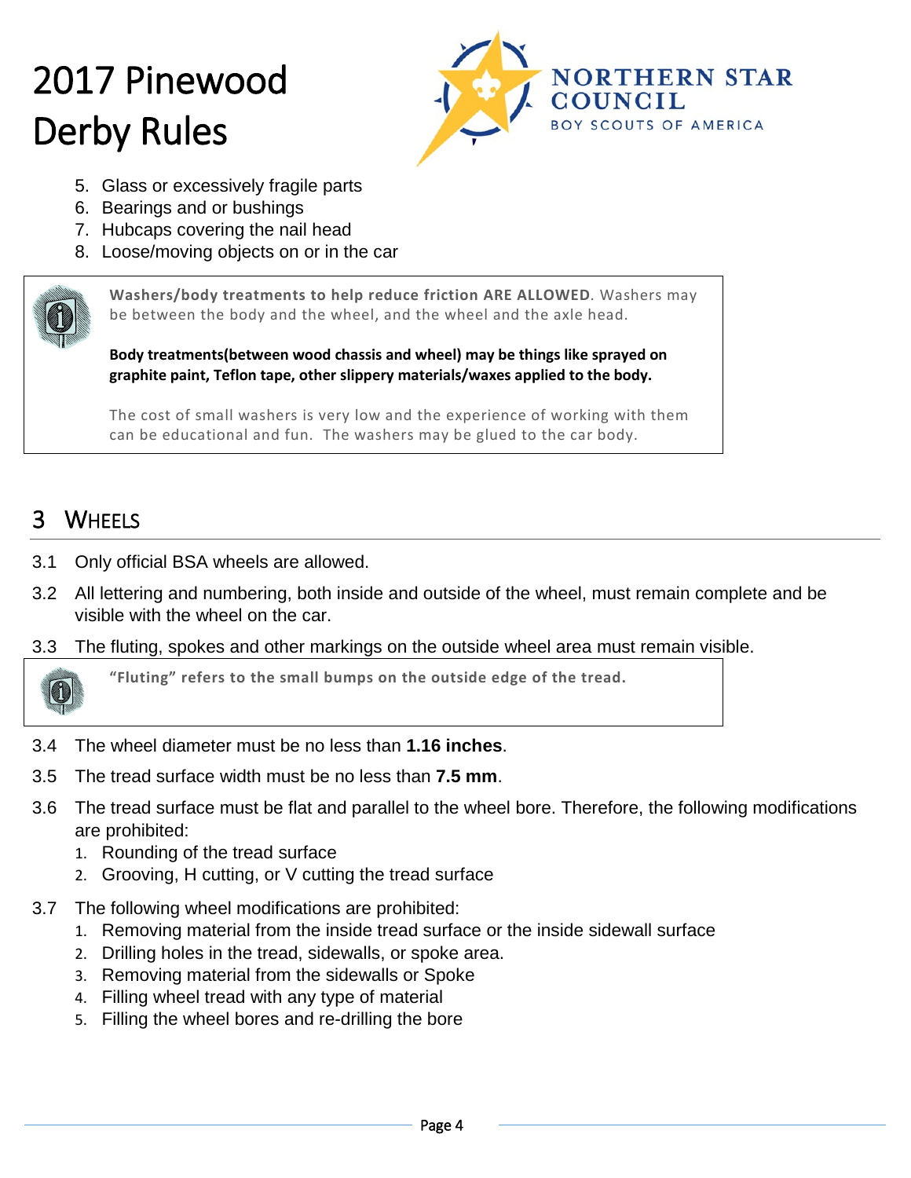5. Glass or excessively fragile parts
6. Bearings and or bushings
7. Hubcaps covering the nail head
8. Loose/moving objects on or in the car

> **Washers/body treatments to help reduce friction ARE ALLOWED**. Washers may be between the body and the wheel, and the wheel and the axle head.
>
> **Body treatments(between wood chassis and wheel) may be things like sprayed on graphite paint, Teflon tape, other slippery materials/waxes applied to the body.**
>
> The cost of small washers is very low and the experience of working with them can be educational and fun. The washers may be glued to the car body.

## 3 WHEELS

3.1 Only official BSA wheels are allowed.

3.2 All lettering and numbering, both inside and outside of the wheel, must remain complete and be visible with the wheel on the car.

3.3 The fluting, spokes and other markings on the outside wheel area must remain visible.

> **"Fluting" refers to the small bumps on the outside edge of the tread.**

3.4 The wheel diameter must be no less than **1.16 inches**.

3.5 The tread surface width must be no less than **7.5 mm**.

3.6 The tread surface must be flat and parallel to the wheel bore. Therefore, the following modifications are prohibited:
1. Rounding of the tread surface
2. Grooving, H cutting, or V cutting the tread surface

3.7 The following wheel modifications are prohibited:
1. Removing material from the inside tread surface or the inside sidewall surface
2. Drilling holes in the tread, sidewalls, or spoke area.
3. Removing material from the sidewalls or Spoke
4. Filling wheel tread with any type of material
5. Filling the wheel bores and re-drilling the bore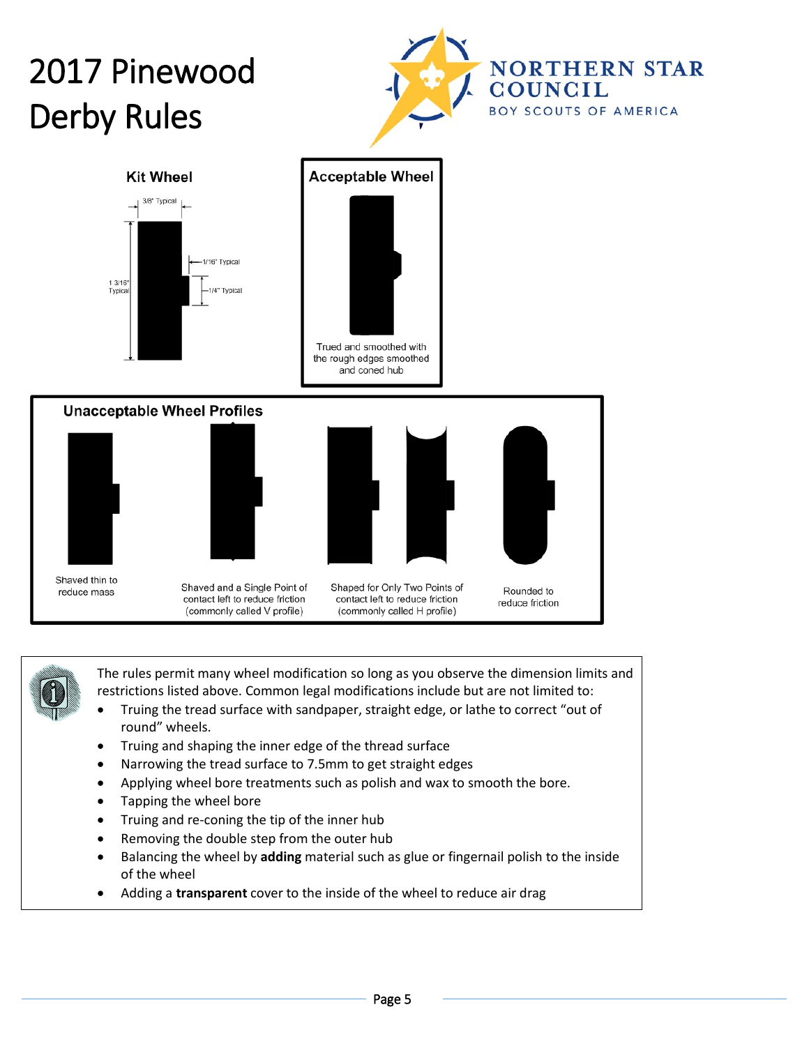# 2017 Pinewood Derby Rules

NORTHERN STAR COUNCIL
BOY SCOUTS OF AMERICA

**Kit Wheel**

3/8" Typical

1/16" Typical

1 3/16" Typical

1/4" Typical

**Acceptable Wheel**

Trued and smoothed with the rough edges smoothed and coned hub

**Unacceptable Wheel Profiles**

Shaved thin to reduce mass

Shaved and a Single Point of contact left to reduce friction (commonly called V profile)

Shaped for Only Two Points of contact left to reduce friction (commonly called H profile)

Rounded to reduce friction

The rules permit many wheel modification so long as you observe the dimension limits and restrictions listed above. Common legal modifications include but are not limited to:

- Truing the tread surface with sandpaper, straight edge, or lathe to correct "out of round" wheels.
- Truing and shaping the inner edge of the thread surface
- Narrowing the tread surface to 7.5mm to get straight edges
- Applying wheel bore treatments such as polish and wax to smooth the bore.
- Tapping the wheel bore
- Truing and re-coning the tip of the inner hub
- Removing the double step from the outer hub
- Balancing the wheel by **adding** material such as glue or fingernail polish to the inside of the wheel
- Adding a **transparent** cover to the inside of the wheel to reduce air drag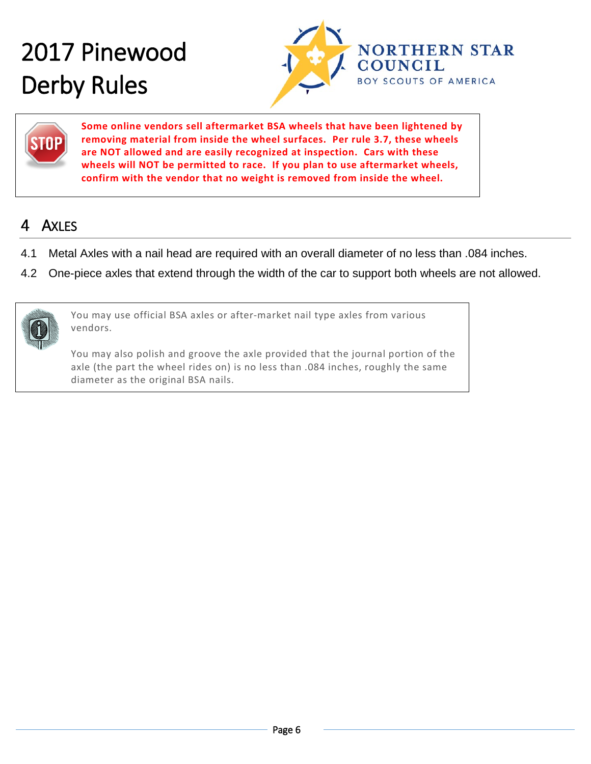# 2017 Pinewood Derby Rules

**Some online vendors sell aftermarket BSA wheels that have been lightened by removing material from inside the wheel surfaces. Per rule 3.7, these wheels are NOT allowed and are easily recognized at inspection. Cars with these wheels will NOT be permitted to race. If you plan to use aftermarket wheels, confirm with the vendor that no weight is removed from inside the wheel.**

## 4 Axles

4.1 Metal Axles with a nail head are required with an overall diameter of no less than .084 inches.

4.2 One-piece axles that extend through the width of the car to support both wheels are not allowed.

> You may use official BSA axles or after-market nail type axles from various vendors.
>
> You may also polish and groove the axle provided that the journal portion of the axle (the part the wheel rides on) is no less than .084 inches, roughly the same diameter as the original BSA nails.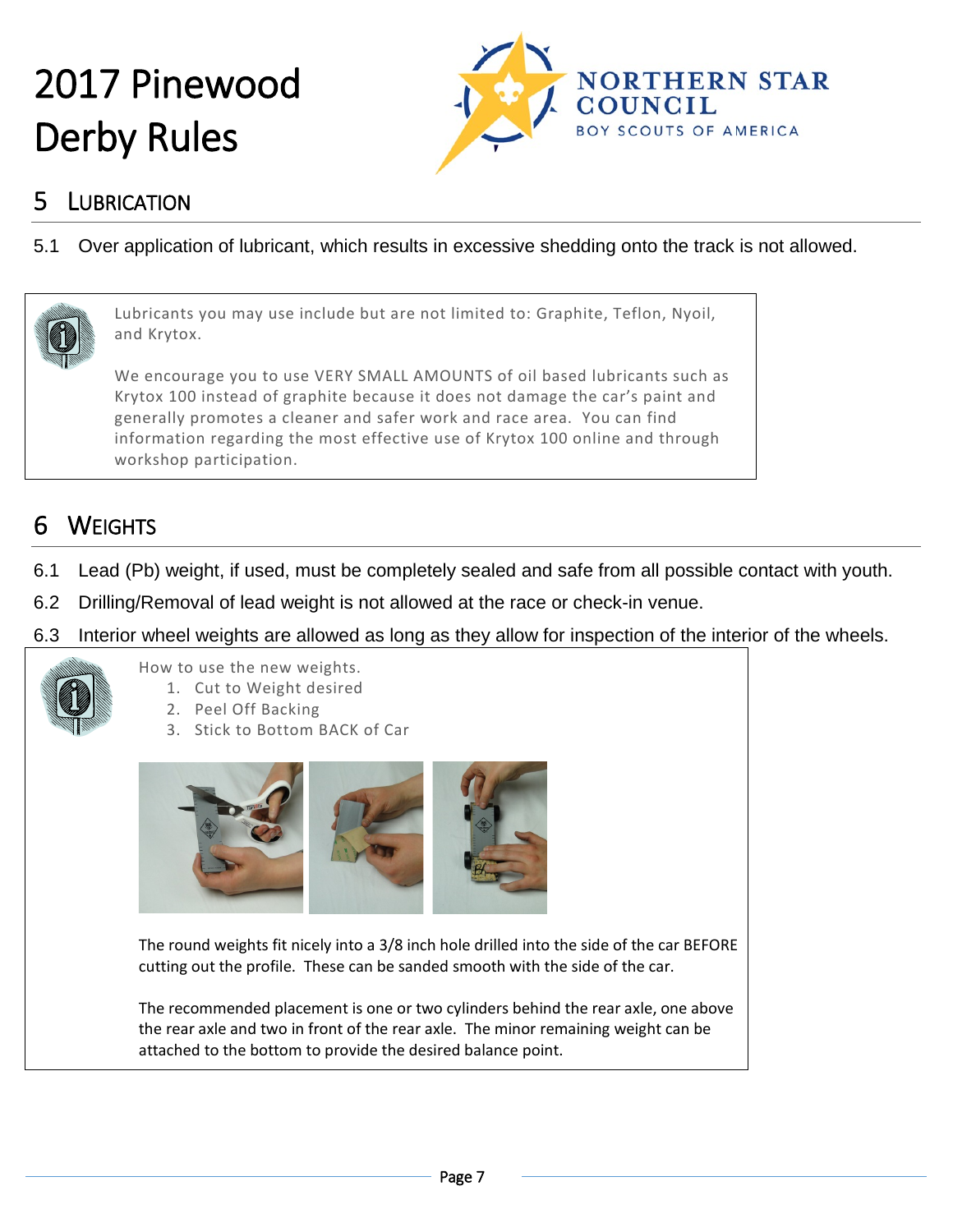# 2017 Pinewood Derby Rules

## 5 Lubrication

5.1 Over application of lubricant, which results in excessive shedding onto the track is not allowed.

> Lubricants you may use include but are not limited to: Graphite, Teflon, Nyoil, and Krytox.
>
> We encourage you to use VERY SMALL AMOUNTS of oil based lubricants such as Krytox 100 instead of graphite because it does not damage the car's paint and generally promotes a cleaner and safer work and race area. You can find information regarding the most effective use of Krytox 100 online and through workshop participation.

## 6 Weights

6.1 Lead (Pb) weight, if used, must be completely sealed and safe from all possible contact with youth.

6.2 Drilling/Removal of lead weight is not allowed at the race or check-in venue.

6.3 Interior wheel weights are allowed as long as they allow for inspection of the interior of the wheels.

> How to use the new weights.
>
> 1. Cut to Weight desired
> 2. Peel Off Backing
> 3. Stick to Bottom BACK of Car
>
> The round weights fit nicely into a 3/8 inch hole drilled into the side of the car BEFORE cutting out the profile. These can be sanded smooth with the side of the car.
>
> The recommended placement is one or two cylinders behind the rear axle, one above the rear axle and two in front of the rear axle. The minor remaining weight can be attached to the bottom to provide the desired balance point.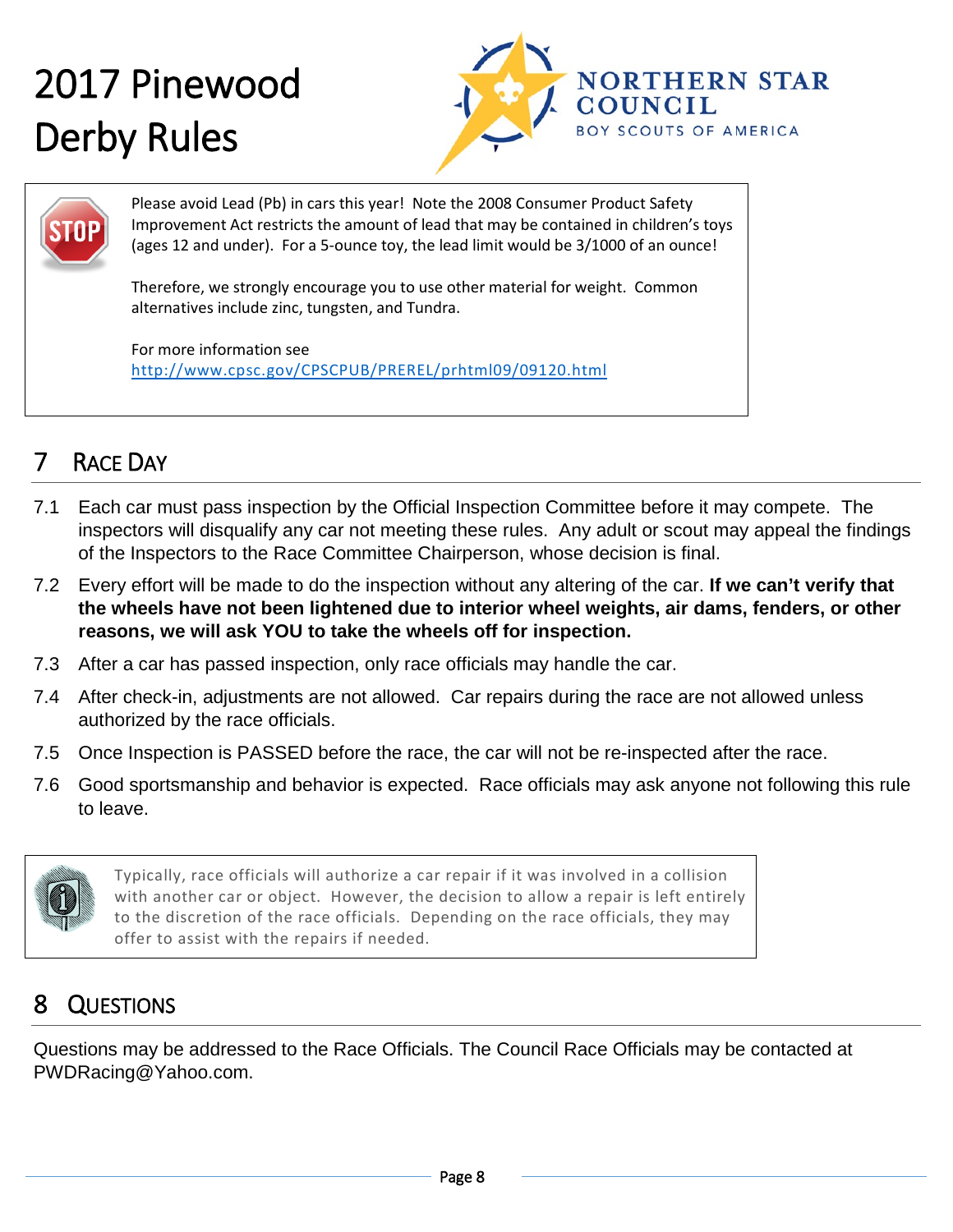# 2017 Pinewood Derby Rules

NORTHERN STAR COUNCIL
BOY SCOUTS OF AMERICA

Please avoid Lead (Pb) in cars this year! Note the 2008 Consumer Product Safety Improvement Act restricts the amount of lead that may be contained in children's toys (ages 12 and under). For a 5-ounce toy, the lead limit would be 3/1000 of an ounce!

Therefore, we strongly encourage you to use other material for weight. Common alternatives include zinc, tungsten, and Tundra.

For more information see http://www.cpsc.gov/CPSCPUB/PREREL/prhtml09/09120.html

## 7 Race Day

7.1 Each car must pass inspection by the Official Inspection Committee before it may compete. The inspectors will disqualify any car not meeting these rules. Any adult or scout may appeal the findings of the Inspectors to the Race Committee Chairperson, whose decision is final.

7.2 Every effort will be made to do the inspection without any altering of the car. **If we can't verify that the wheels have not been lightened due to interior wheel weights, air dams, fenders, or other reasons, we will ask YOU to take the wheels off for inspection.**

7.3 After a car has passed inspection, only race officials may handle the car.

7.4 After check-in, adjustments are not allowed. Car repairs during the race are not allowed unless authorized by the race officials.

7.5 Once Inspection is PASSED before the race, the car will not be re-inspected after the race.

7.6 Good sportsmanship and behavior is expected. Race officials may ask anyone not following this rule to leave.

Typically, race officials will authorize a car repair if it was involved in a collision with another car or object. However, the decision to allow a repair is left entirely to the discretion of the race officials. Depending on the race officials, they may offer to assist with the repairs if needed.

## 8 Questions

Questions may be addressed to the Race Officials. The Council Race Officials may be contacted at PWDRacing@Yahoo.com.